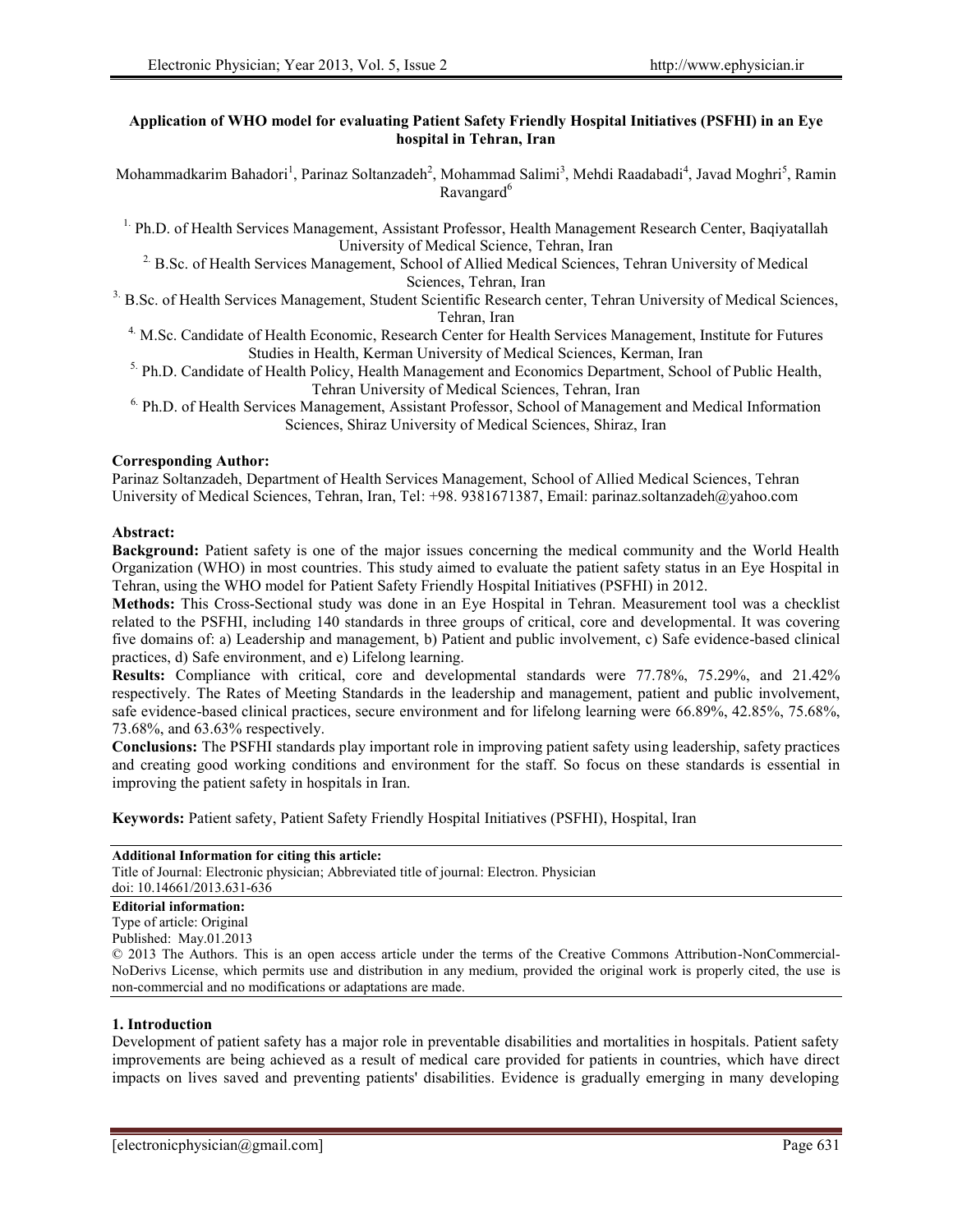# Application of WHO model for evaluating Patient Safety Friendly Hospital Initiatives (PSFHI) in an Eye hospital in Tehran, Iran

Mohammadkarim Bahadori[1], Parinaz Soltanzadeh[2], Mohammad Salimi[3], Mehdi Raadabadi[4], Javad Moghri[5], Ramin Ravangard[6]

[1] Ph.D. of Health Services Management, Assistant Professor, Health Management Research Center, Baqiyatallah University of Medical Science, Tehran, Iran

[2] B.Sc. of Health Services Management, School of Allied Medical Sciences, Tehran University of Medical Sciences, Tehran, Iran

[3] B.Sc. of Health Services Management, Student Scientific Research center, Tehran University of Medical Sciences, Tehran, Iran

[4] M.Sc. Candidate of Health Economic, Research Center for Health Services Management, Institute for Futures Studies in Health, Kerman University of Medical Sciences, Kerman, Iran

[5] Ph.D. Candidate of Health Policy, Health Management and Economics Department, School of Public Health, Tehran University of Medical Sciences, Tehran, Iran

[6] Ph.D. of Health Services Management, Assistant Professor, School of Management and Medical Information Sciences, Shiraz University of Medical Sciences, Shiraz, Iran

**Corresponding Author:**
Parinaz Soltanzadeh, Department of Health Services Management, School of Allied Medical Sciences, Tehran University of Medical Sciences, Tehran, Iran, Tel: +98. 9381671387, Email: parinaz.soltanzadeh@yahoo.com

**Abstract:**

**Background:** Patient safety is one of the major issues concerning the medical community and the World Health Organization (WHO) in most countries. This study aimed to evaluate the patient safety status in an Eye Hospital in Tehran, using the WHO model for Patient Safety Friendly Hospital Initiatives (PSFHI) in 2012.

**Methods:** This Cross-Sectional study was done in an Eye Hospital in Tehran. Measurement tool was a checklist related to the PSFHI, including 140 standards in three groups of critical, core and developmental. It was covering five domains of: a) Leadership and management, b) Patient and public involvement, c) Safe evidence-based clinical practices, d) Safe environment, and e) Lifelong learning.

**Results:** Compliance with critical, core and developmental standards were 77.78%, 75.29%, and 21.42% respectively. The Rates of Meeting Standards in the leadership and management, patient and public involvement, safe evidence-based clinical practices, secure environment and for lifelong learning were 66.89%, 42.85%, 75.68%, 73.68%, and 63.63% respectively.

**Conclusions:** The PSFHI standards play important role in improving patient safety using leadership, safety practices and creating good working conditions and environment for the staff. So focus on these standards is essential in improving the patient safety in hospitals in Iran.

**Keywords:** Patient safety, Patient Safety Friendly Hospital Initiatives (PSFHI), Hospital, Iran

---

**Additional Information for citing this article:**
Title of Journal: Electronic physician; Abbreviated title of journal: Electron. Physician
doi: 10.14661/2013.631-636

**Editorial information:**
Type of article: Original
Published: May.01.2013
© 2013 The Authors. This is an open access article under the terms of the Creative Commons Attribution-NonCommercial-NoDerivs License, which permits use and distribution in any medium, provided the original work is properly cited, the use is non-commercial and no modifications or adaptations are made.

---

## 1. Introduction

Development of patient safety has a major role in preventable disabilities and mortalities in hospitals. Patient safety improvements are being achieved as a result of medical care provided for patients in countries, which have direct impacts on lives saved and preventing patients' disabilities. Evidence is gradually emerging in many developing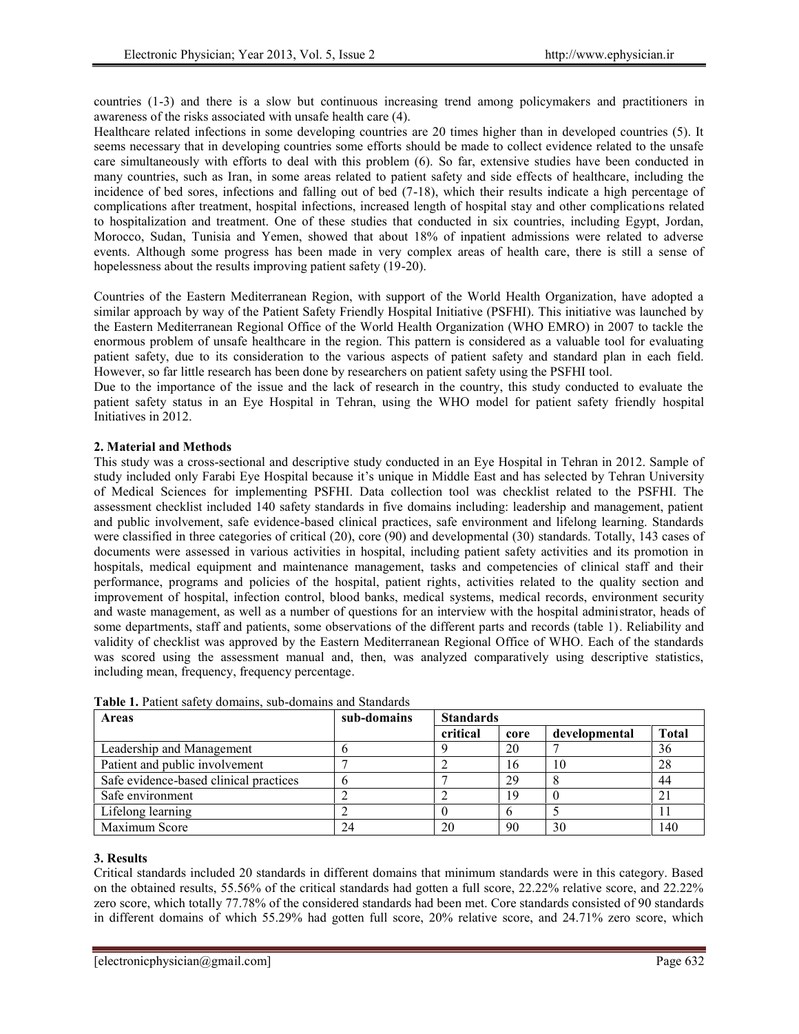countries (1-3) and there is a slow but continuous increasing trend among policymakers and practitioners in awareness of the risks associated with unsafe health care (4).

Healthcare related infections in some developing countries are 20 times higher than in developed countries (5). It seems necessary that in developing countries some efforts should be made to collect evidence related to the unsafe care simultaneously with efforts to deal with this problem (6). So far, extensive studies have been conducted in many countries, such as Iran, in some areas related to patient safety and side effects of healthcare, including the incidence of bed sores, infections and falling out of bed (7-18), which their results indicate a high percentage of complications after treatment, hospital infections, increased length of hospital stay and other complications related to hospitalization and treatment. One of these studies that conducted in six countries, including Egypt, Jordan, Morocco, Sudan, Tunisia and Yemen, showed that about 18% of inpatient admissions were related to adverse events. Although some progress has been made in very complex areas of health care, there is still a sense of hopelessness about the results improving patient safety (19-20).

Countries of the Eastern Mediterranean Region, with support of the World Health Organization, have adopted a similar approach by way of the Patient Safety Friendly Hospital Initiative (PSFHI). This initiative was launched by the Eastern Mediterranean Regional Office of the World Health Organization (WHO EMRO) in 2007 to tackle the enormous problem of unsafe healthcare in the region. This pattern is considered as a valuable tool for evaluating patient safety, due to its consideration to the various aspects of patient safety and standard plan in each field. However, so far little research has been done by researchers on patient safety using the PSFHI tool.

Due to the importance of the issue and the lack of research in the country, this study conducted to evaluate the patient safety status in an Eye Hospital in Tehran, using the WHO model for patient safety friendly hospital Initiatives in 2012.

## 2. Material and Methods

This study was a cross-sectional and descriptive study conducted in an Eye Hospital in Tehran in 2012. Sample of study included only Farabi Eye Hospital because it's unique in Middle East and has selected by Tehran University of Medical Sciences for implementing PSFHI. Data collection tool was checklist related to the PSFHI. The assessment checklist included 140 safety standards in five domains including: leadership and management, patient and public involvement, safe evidence-based clinical practices, safe environment and lifelong learning. Standards were classified in three categories of critical (20), core (90) and developmental (30) standards. Totally, 143 cases of documents were assessed in various activities in hospital, including patient safety activities and its promotion in hospitals, medical equipment and maintenance management, tasks and competencies of clinical staff and their performance, programs and policies of the hospital, patient rights, activities related to the quality section and improvement of hospital, infection control, blood banks, medical systems, medical records, environment security and waste management, as well as a number of questions for an interview with the hospital administrator, heads of some departments, staff and patients, some observations of the different parts and records (table 1). Reliability and validity of checklist was approved by the Eastern Mediterranean Regional Office of WHO. Each of the standards was scored using the assessment manual and, then, was analyzed comparatively using descriptive statistics, including mean, frequency, frequency percentage.

**Table 1.** Patient safety domains, sub-domains and Standards

| Areas | sub-domains | Standards | | | |
|---|---|---|---|---|---|
| | | critical | core | developmental | Total |
| Leadership and Management | 6 | 9 | 20 | 7 | 36 |
| Patient and public involvement | 7 | 2 | 16 | 10 | 28 |
| Safe evidence-based clinical practices | 6 | 7 | 29 | 8 | 44 |
| Safe environment | 2 | 2 | 19 | 0 | 21 |
| Lifelong learning | 2 | 0 | 6 | 5 | 11 |
| Maximum Score | 24 | 20 | 90 | 30 | 140 |

## 3. Results

Critical standards included 20 standards in different domains that minimum standards were in this category. Based on the obtained results, 55.56% of the critical standards had gotten a full score, 22.22% relative score, and 22.22% zero score, which totally 77.78% of the considered standards had been met. Core standards consisted of 90 standards in different domains of which 55.29% had gotten full score, 20% relative score, and 24.71% zero score, which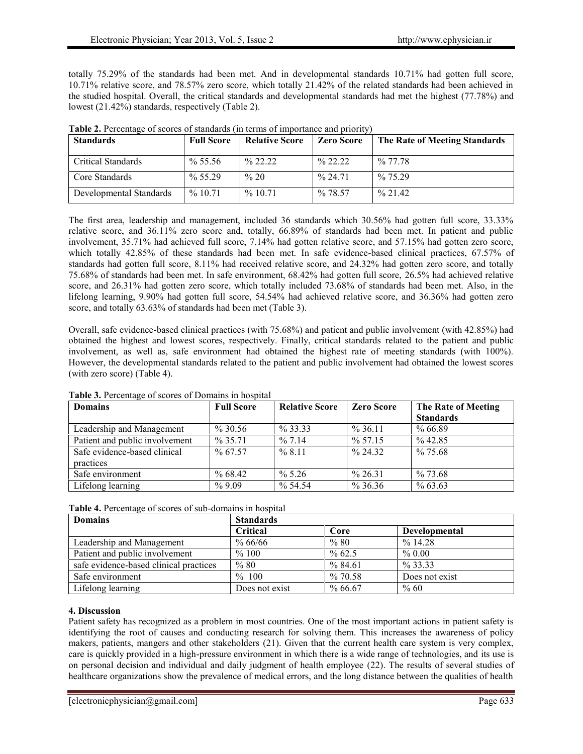totally 75.29% of the standards had been met. And in developmental standards 10.71% had gotten full score, 10.71% relative score, and 78.57% zero score, which totally 21.42% of the related standards had been achieved in the studied hospital. Overall, the critical standards and developmental standards had met the highest (77.78%) and lowest (21.42%) standards, respectively (Table 2).

**Table 2.** Percentage of scores of standards (in terms of importance and priority)

| Standards | Full Score | Relative Score | Zero Score | The Rate of Meeting Standards |
|---|---|---|---|---|
| Critical Standards | % 55.56 | % 22.22 | % 22.22 | % 77.78 |
| Core Standards | % 55.29 | % 20 | % 24.71 | % 75.29 |
| Developmental Standards | % 10.71 | % 10.71 | % 78.57 | % 21.42 |

The first area, leadership and management, included 36 standards which 30.56% had gotten full score, 33.33% relative score, and 36.11% zero score and, totally, 66.89% of standards had been met. In patient and public involvement, 35.71% had achieved full score, 7.14% had gotten relative score, and 57.15% had gotten zero score, which totally 42.85% of these standards had been met. In safe evidence-based clinical practices, 67.57% of standards had gotten full score, 8.11% had received relative score, and 24.32% had gotten zero score, and totally 75.68% of standards had been met. In safe environment, 68.42% had gotten full score, 26.5% had achieved relative score, and 26.31% had gotten zero score, which totally included 73.68% of standards had been met. Also, in the lifelong learning, 9.90% had gotten full score, 54.54% had achieved relative score, and 36.36% had gotten zero score, and totally 63.63% of standards had been met (Table 3).

Overall, safe evidence-based clinical practices (with 75.68%) and patient and public involvement (with 42.85%) had obtained the highest and lowest scores, respectively. Finally, critical standards related to the patient and public involvement, as well as, safe environment had obtained the highest rate of meeting standards (with 100%). However, the developmental standards related to the patient and public involvement had obtained the lowest scores (with zero score) (Table 4).

**Table 3.** Percentage of scores of Domains in hospital

| Domains | Full Score | Relative Score | Zero Score | The Rate of Meeting Standards |
|---|---|---|---|---|
| Leadership and Management | % 30.56 | % 33.33 | % 36.11 | % 66.89 |
| Patient and public involvement | % 35.71 | % 7.14 | % 57.15 | % 42.85 |
| Safe evidence-based clinical practices | % 67.57 | % 8.11 | % 24.32 | % 75.68 |
| Safe environment | % 68.42 | % 5.26 | % 26.31 | % 73.68 |
| Lifelong learning | % 9.09 | % 54.54 | % 36.36 | % 63.63 |

**Table 4.** Percentage of scores of sub-domains in hospital

| Domains | Standards | | |
|---|---|---|---|
| | **Critical** | **Core** | **Developmental** |
| Leadership and Management | % 66/66 | % 80 | % 14.28 |
| Patient and public involvement | % 100 | % 62.5 | % 0.00 |
| safe evidence-based clinical practices | % 80 | % 84.61 | % 33.33 |
| Safe environment | % 100 | % 70.58 | Does not exist |
| Lifelong learning | Does not exist | % 66.67 | % 60 |

## 4. Discussion

Patient safety has recognized as a problem in most countries. One of the most important actions in patient safety is identifying the root of causes and conducting research for solving them. This increases the awareness of policy makers, patients, mangers and other stakeholders (21). Given that the current health care system is very complex, care is quickly provided in a high-pressure environment in which there is a wide range of technologies, and its use is on personal decision and individual and daily judgment of health employee (22). The results of several studies of healthcare organizations show the prevalence of medical errors, and the long distance between the qualities of health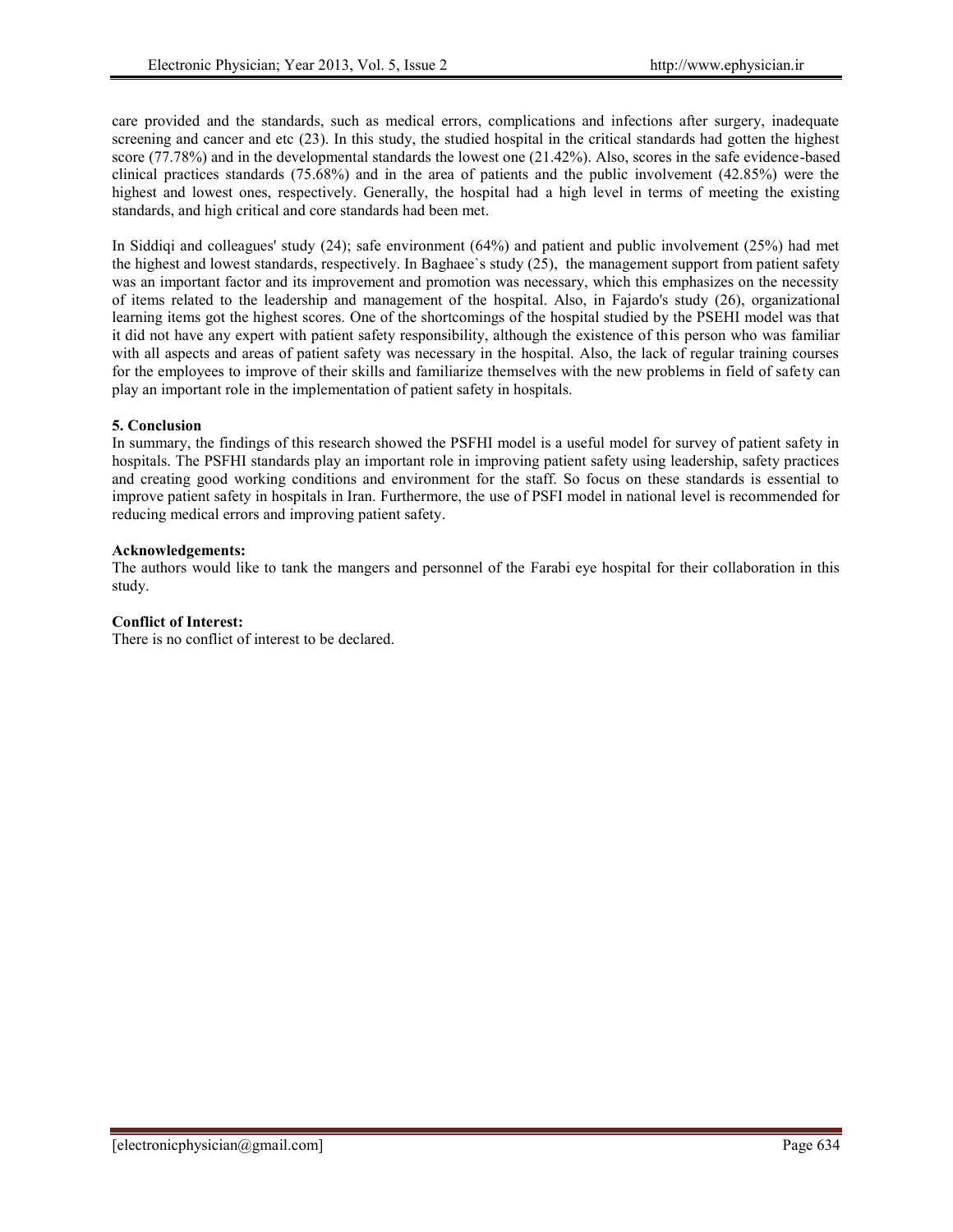care provided and the standards, such as medical errors, complications and infections after surgery, inadequate screening and cancer and etc (23). In this study, the studied hospital in the critical standards had gotten the highest score (77.78%) and in the developmental standards the lowest one (21.42%). Also, scores in the safe evidence-based clinical practices standards (75.68%) and in the area of patients and the public involvement (42.85%) were the highest and lowest ones, respectively. Generally, the hospital had a high level in terms of meeting the existing standards, and high critical and core standards had been met.

In Siddiqi and colleagues' study (24); safe environment (64%) and patient and public involvement (25%) had met the highest and lowest standards, respectively. In Baghaee`s study (25), the management support from patient safety was an important factor and its improvement and promotion was necessary, which this emphasizes on the necessity of items related to the leadership and management of the hospital. Also, in Fajardo's study (26), organizational learning items got the highest scores. One of the shortcomings of the hospital studied by the PSEHI model was that it did not have any expert with patient safety responsibility, although the existence of this person who was familiar with all aspects and areas of patient safety was necessary in the hospital. Also, the lack of regular training courses for the employees to improve of their skills and familiarize themselves with the new problems in field of safety can play an important role in the implementation of patient safety in hospitals.

**5. Conclusion**

In summary, the findings of this research showed the PSFHI model is a useful model for survey of patient safety in hospitals. The PSFHI standards play an important role in improving patient safety using leadership, safety practices and creating good working conditions and environment for the staff. So focus on these standards is essential to improve patient safety in hospitals in Iran. Furthermore, the use of PSFI model in national level is recommended for reducing medical errors and improving patient safety.

**Acknowledgements:**

The authors would like to tank the mangers and personnel of the Farabi eye hospital for their collaboration in this study.

**Conflict of Interest:**

There is no conflict of interest to be declared.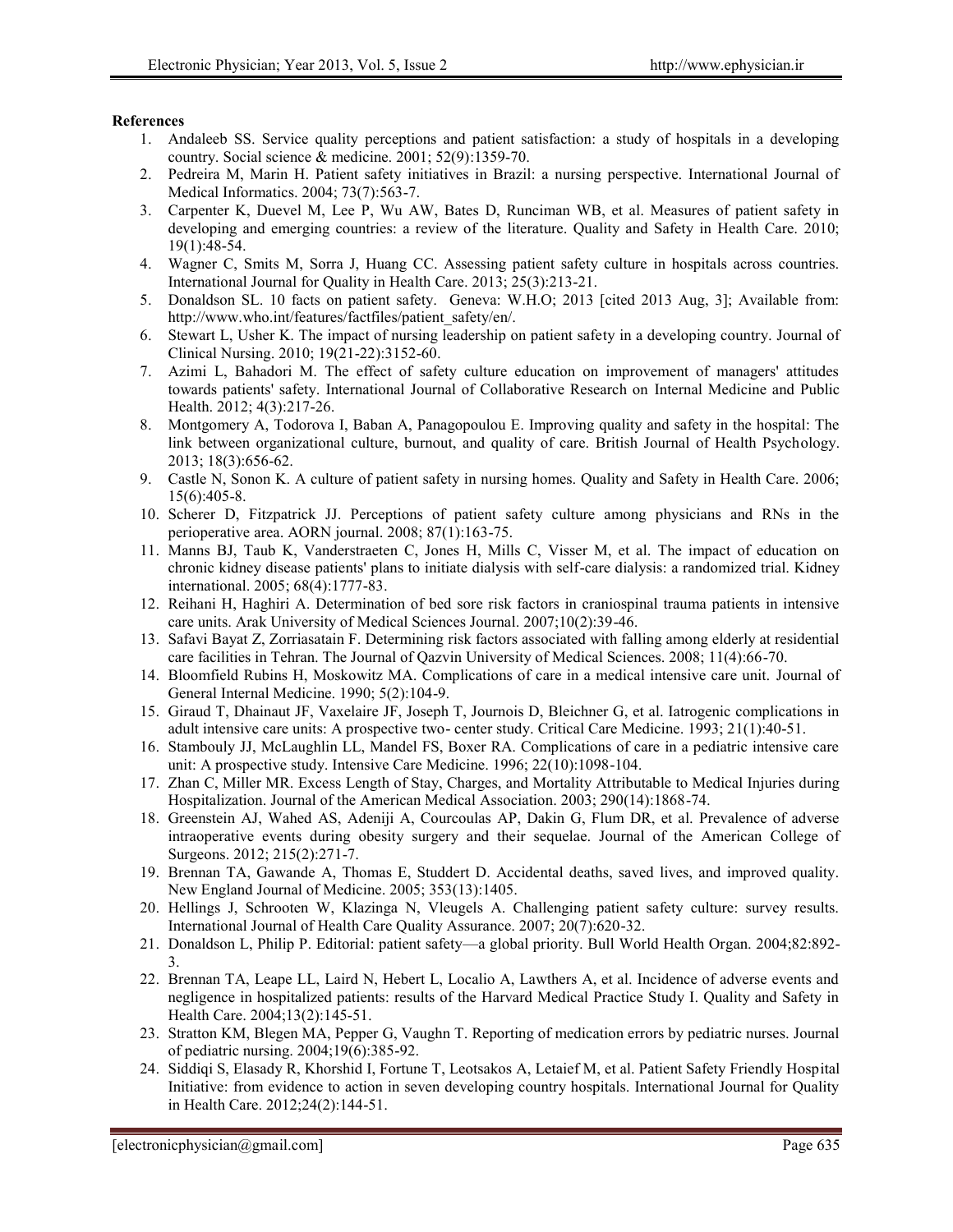**References**

1. Andaleeb SS. Service quality perceptions and patient satisfaction: a study of hospitals in a developing country. Social science & medicine. 2001; 52(9):1359-70.
2. Pedreira M, Marin H. Patient safety initiatives in Brazil: a nursing perspective. International Journal of Medical Informatics. 2004; 73(7):563-7.
3. Carpenter K, Duevel M, Lee P, Wu AW, Bates D, Runciman WB, et al. Measures of patient safety in developing and emerging countries: a review of the literature. Quality and Safety in Health Care. 2010; 19(1):48-54.
4. Wagner C, Smits M, Sorra J, Huang CC. Assessing patient safety culture in hospitals across countries. International Journal for Quality in Health Care. 2013; 25(3):213-21.
5. Donaldson SL. 10 facts on patient safety. Geneva: W.H.O; 2013 [cited 2013 Aug, 3]; Available from: http://www.who.int/features/factfiles/patient_safety/en/.
6. Stewart L, Usher K. The impact of nursing leadership on patient safety in a developing country. Journal of Clinical Nursing. 2010; 19(21-22):3152-60.
7. Azimi L, Bahadori M. The effect of safety culture education on improvement of managers' attitudes towards patients' safety. International Journal of Collaborative Research on Internal Medicine and Public Health. 2012; 4(3):217-26.
8. Montgomery A, Todorova I, Baban A, Panagopoulou E. Improving quality and safety in the hospital: The link between organizational culture, burnout, and quality of care. British Journal of Health Psychology. 2013; 18(3):656-62.
9. Castle N, Sonon K. A culture of patient safety in nursing homes. Quality and Safety in Health Care. 2006; 15(6):405-8.
10. Scherer D, Fitzpatrick JJ. Perceptions of patient safety culture among physicians and RNs in the perioperative area. AORN journal. 2008; 87(1):163-75.
11. Manns BJ, Taub K, Vanderstraeten C, Jones H, Mills C, Visser M, et al. The impact of education on chronic kidney disease patients' plans to initiate dialysis with self-care dialysis: a randomized trial. Kidney international. 2005; 68(4):1777-83.
12. Reihani H, Haghiri A. Determination of bed sore risk factors in craniospinal trauma patients in intensive care units. Arak University of Medical Sciences Journal. 2007;10(2):39-46.
13. Safavi Bayat Z, Zorriasatain F. Determining risk factors associated with falling among elderly at residential care facilities in Tehran. The Journal of Qazvin University of Medical Sciences. 2008; 11(4):66-70.
14. Bloomfield Rubins H, Moskowitz MA. Complications of care in a medical intensive care unit. Journal of General Internal Medicine. 1990; 5(2):104-9.
15. Giraud T, Dhainaut JF, Vaxelaire JF, Joseph T, Journois D, Bleichner G, et al. Iatrogenic complications in adult intensive care units: A prospective two- center study. Critical Care Medicine. 1993; 21(1):40-51.
16. Stambouly JJ, McLaughlin LL, Mandel FS, Boxer RA. Complications of care in a pediatric intensive care unit: A prospective study. Intensive Care Medicine. 1996; 22(10):1098-104.
17. Zhan C, Miller MR. Excess Length of Stay, Charges, and Mortality Attributable to Medical Injuries during Hospitalization. Journal of the American Medical Association. 2003; 290(14):1868-74.
18. Greenstein AJ, Wahed AS, Adeniji A, Courcoulas AP, Dakin G, Flum DR, et al. Prevalence of adverse intraoperative events during obesity surgery and their sequelae. Journal of the American College of Surgeons. 2012; 215(2):271-7.
19. Brennan TA, Gawande A, Thomas E, Studdert D. Accidental deaths, saved lives, and improved quality. New England Journal of Medicine. 2005; 353(13):1405.
20. Hellings J, Schrooten W, Klazinga N, Vleugels A. Challenging patient safety culture: survey results. International Journal of Health Care Quality Assurance. 2007; 20(7):620-32.
21. Donaldson L, Philip P. Editorial: patient safety—a global priority. Bull World Health Organ. 2004;82:892-3.
22. Brennan TA, Leape LL, Laird N, Hebert L, Localio A, Lawthers A, et al. Incidence of adverse events and negligence in hospitalized patients: results of the Harvard Medical Practice Study I. Quality and Safety in Health Care. 2004;13(2):145-51.
23. Stratton KM, Blegen MA, Pepper G, Vaughn T. Reporting of medication errors by pediatric nurses. Journal of pediatric nursing. 2004;19(6):385-92.
24. Siddiqi S, Elasady R, Khorshid I, Fortune T, Leotsakos A, Letaief M, et al. Patient Safety Friendly Hospital Initiative: from evidence to action in seven developing country hospitals. International Journal for Quality in Health Care. 2012;24(2):144-51.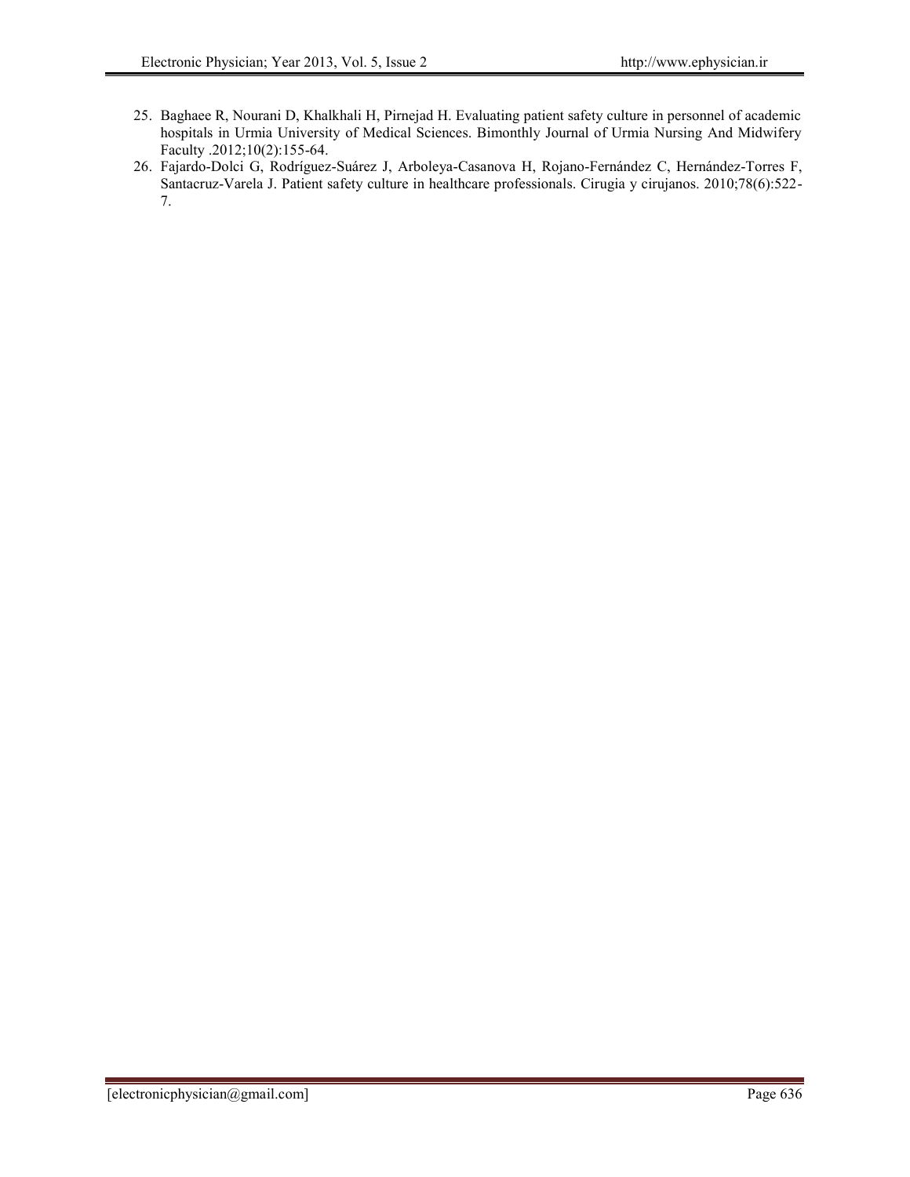25. Baghaee R, Nourani D, Khalkhali H, Pirnejad H. Evaluating patient safety culture in personnel of academic hospitals in Urmia University of Medical Sciences. Bimonthly Journal of Urmia Nursing And Midwifery Faculty .2012;10(2):155-64.
26. Fajardo-Dolci G, Rodríguez-Suárez J, Arboleya-Casanova H, Rojano-Fernández C, Hernández-Torres F, Santacruz-Varela J. Patient safety culture in healthcare professionals. Cirugia y cirujanos. 2010;78(6):522-7.